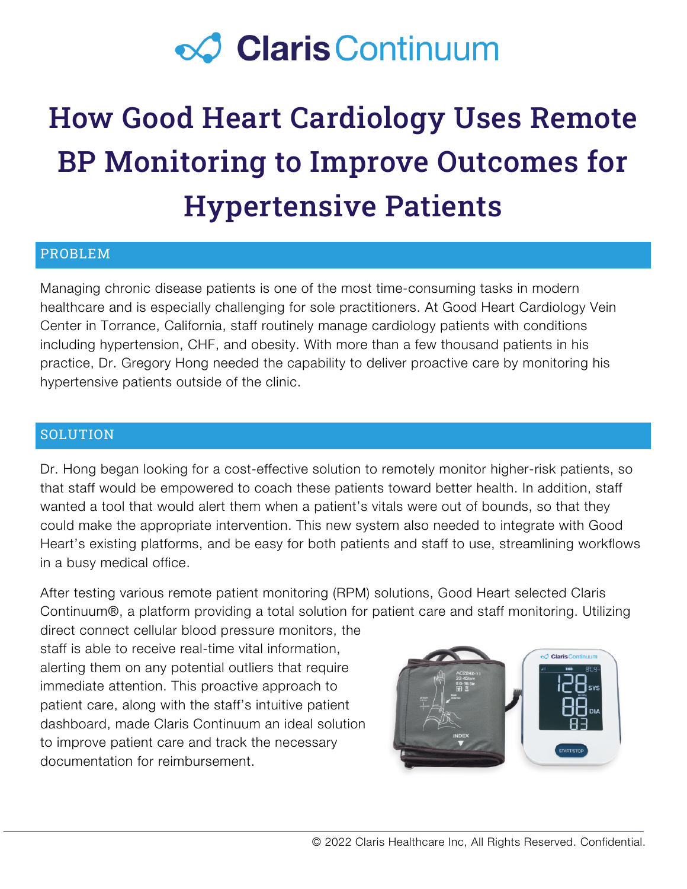# Claris Continuum

# How Good Heart Cardiology Uses Remote BP Monitoring to Improve Outcomes for Hypertensive Patients

## PROBLEM

Managing chronic disease patients is one of the most time-consuming tasks in modern healthcare and is especially challenging for sole practitioners. At Good Heart Cardiology Vein Center in Torrance, California, staff routinely manage cardiology patients with conditions including hypertension, CHF, and obesity. With more than a few thousand patients in his practice, Dr. Gregory Hong needed the capability to deliver proactive care by monitoring his hypertensive patients outside of the clinic.

## SOLUTION

Dr. Hong began looking for a cost-effective solution to remotely monitor higher-risk patients, so that staff would be empowered to coach these patients toward better health. In addition, staff wanted a tool that would alert them when a patient's vitals were out of bounds, so that they could make the appropriate intervention. This new system also needed to integrate with Good Heart's existing platforms, and be easy for both patients and staff to use, streamlining workflows in a busy medical office.

After testing various remote patient monitoring (RPM) solutions, Good Heart selected Claris Continuum®, a platform providing a total solution for patient care and staff monitoring. Utilizing direct connect cellular blood pressure monitors, the staff is able to receive real-time vital information, alerting them on any potential outliers that require immediate attention. This proactive approach to patient care, along with the staff's intuitive patient dashboard, made Claris Continuum an ideal solution to improve patient care and track the necessary documentation for reimbursement.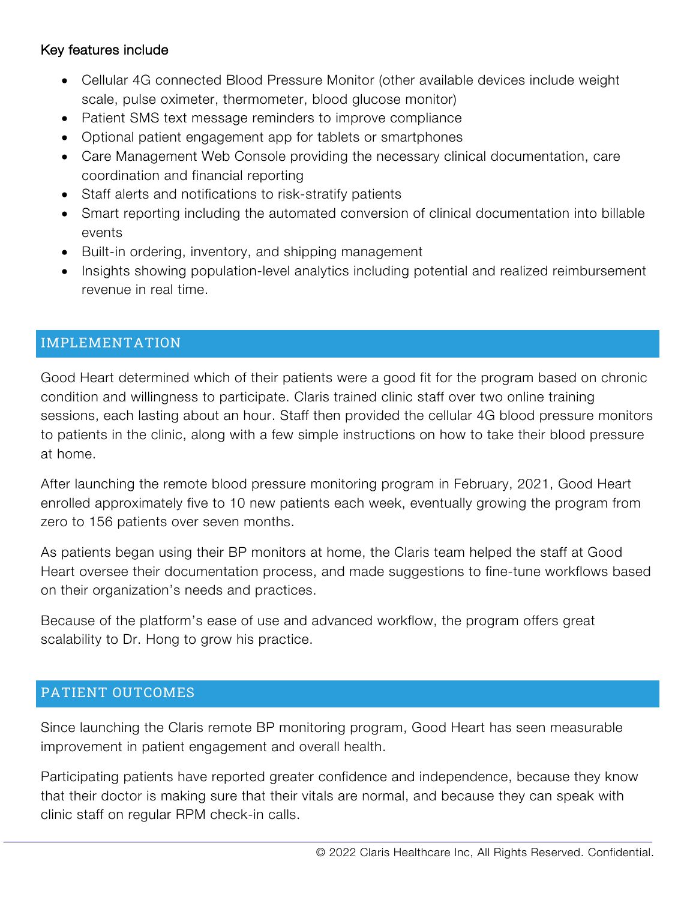Key features include

- Cellular 4G connected Blood Pressure Monitor (other available devices include weight scale, pulse oximeter, thermometer, blood glucose monitor)
- Patient SMS text message reminders to improve compliance
- Optional patient engagement app for tablets or smartphones
- Care Management Web Console providing the necessary clinical documentation, care coordination and financial reporting
- Staff alerts and notifications to risk-stratify patients
- Smart reporting including the automated conversion of clinical documentation into billable events
- Built-in ordering, inventory, and shipping management
- Insights showing population-level analytics including potential and realized reimbursement revenue in real time.

## IMPLEMENTATION

Good Heart determined which of their patients were a good fit for the program based on chronic condition and willingness to participate. Claris trained clinic staff over two online training sessions, each lasting about an hour. Staff then provided the cellular 4G blood pressure monitors to patients in the clinic, along with a few simple instructions on how to take their blood pressure at home.

After launching the remote blood pressure monitoring program in February, 2021, Good Heart enrolled approximately five to 10 new patients each week, eventually growing the program from zero to 156 patients over seven months.

As patients began using their BP monitors at home, the Claris team helped the staff at Good Heart oversee their documentation process, and made suggestions to fine-tune workflows based on their organization's needs and practices.

Because of the platform's ease of use and advanced workflow, the program offers great scalability to Dr. Hong to grow his practice.

## PATIENT OUTCOMES

Since launching the Claris remote BP monitoring program, Good Heart has seen measurable improvement in patient engagement and overall health.

Participating patients have reported greater confidence and independence, because they know that their doctor is making sure that their vitals are normal, and because they can speak with clinic staff on regular RPM check-in calls.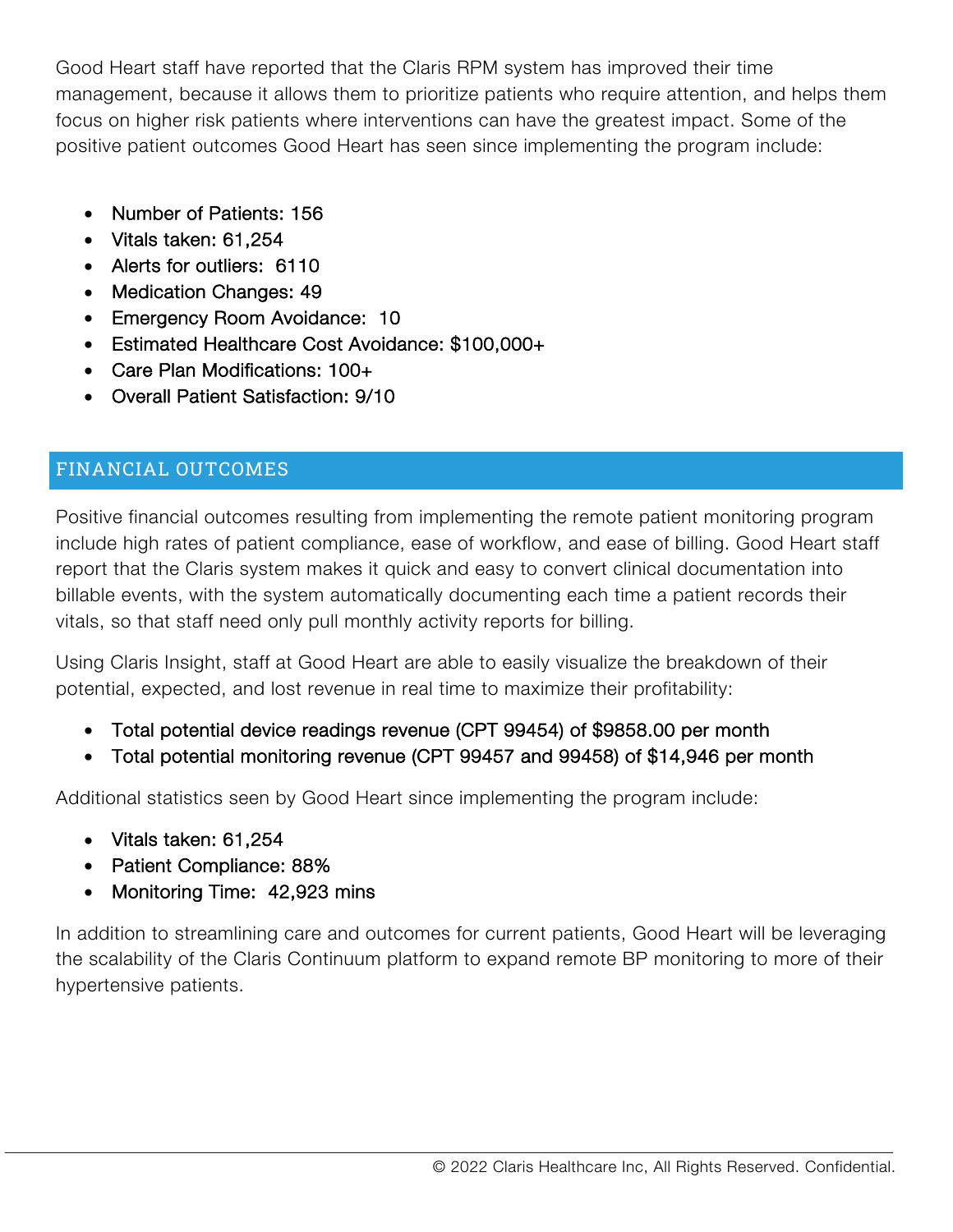Good Heart staff have reported that the Claris RPM system has improved their time management, because it allows them to prioritize patients who require attention, and helps them focus on higher risk patients where interventions can have the greatest impact. Some of the positive patient outcomes Good Heart has seen since implementing the program include:

- Number of Patients: 156
- Vitals taken: 61,254
- Alerts for outliers: 6110
- Medication Changes: 49
- Emergency Room Avoidance: 10
- Estimated Healthcare Cost Avoidance: $100,000+
- Care Plan Modifications: 100+
- Overall Patient Satisfaction: 9/10

## FINANCIAL OUTCOMES

Positive financial outcomes resulting from implementing the remote patient monitoring program include high rates of patient compliance, ease of workflow, and ease of billing. Good Heart staff report that the Claris system makes it quick and easy to convert clinical documentation into billable events, with the system automatically documenting each time a patient records their vitals, so that staff need only pull monthly activity reports for billing.

Using Claris Insight, staff at Good Heart are able to easily visualize the breakdown of their potential, expected, and lost revenue in real time to maximize their profitability:

- Total potential device readings revenue (CPT 99454) of $9858.00 per month
- Total potential monitoring revenue (CPT 99457 and 99458) of $14,946 per month

Additional statistics seen by Good Heart since implementing the program include:

- Vitals taken: 61,254
- Patient Compliance: 88%
- Monitoring Time: 42,923 mins

In addition to streamlining care and outcomes for current patients, Good Heart will be leveraging the scalability of the Claris Continuum platform to expand remote BP monitoring to more of their hypertensive patients.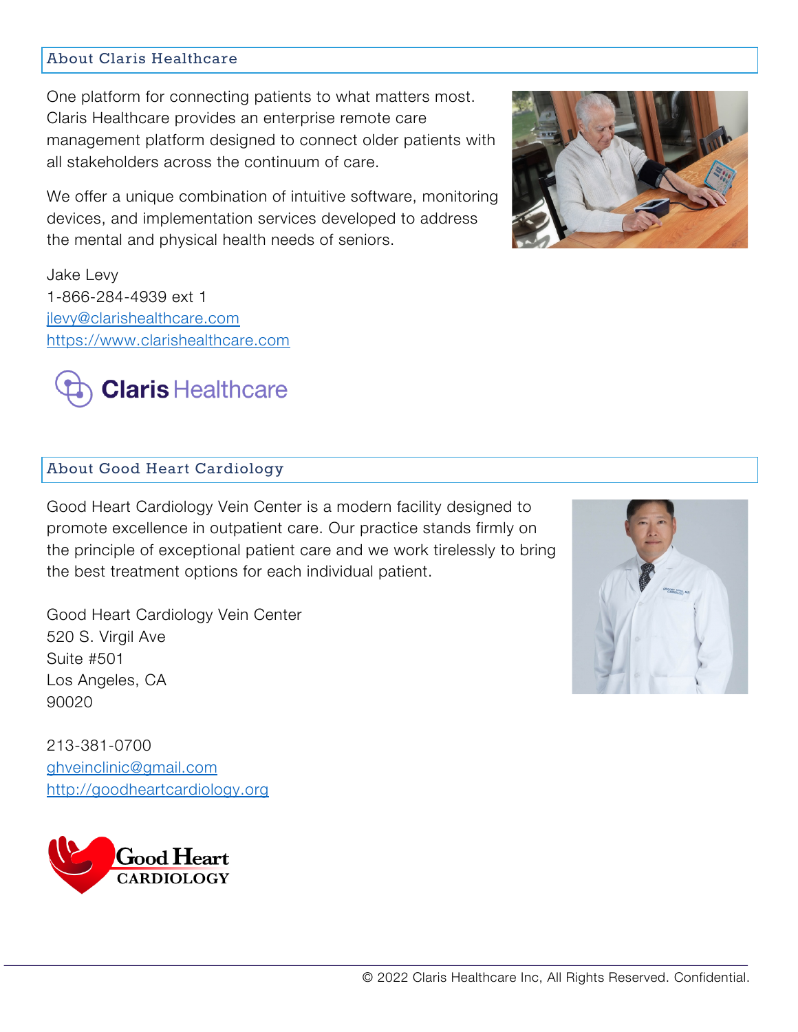## About Claris Healthcare

One platform for connecting patients to what matters most. Claris Healthcare provides an enterprise remote care management platform designed to connect older patients with all stakeholders across the continuum of care.

We offer a unique combination of intuitive software, monitoring devices, and implementation services developed to address the mental and physical health needs of seniors.

Jake Levy
1-866-284-4939 ext 1
jlevy@clarishealthcare.com
https://www.clarishealthcare.com

Claris Healthcare

## About Good Heart Cardiology

Good Heart Cardiology Vein Center is a modern facility designed to promote excellence in outpatient care. Our practice stands firmly on the principle of exceptional patient care and we work tirelessly to bring the best treatment options for each individual patient.

Good Heart Cardiology Vein Center
520 S. Virgil Ave
Suite #501
Los Angeles, CA
90020

213-381-0700
ghveinclinic@gmail.com
http://goodheartcardiology.org

Good Heart CARDIOLOGY

© 2022 Claris Healthcare Inc, All Rights Reserved. Confidential.